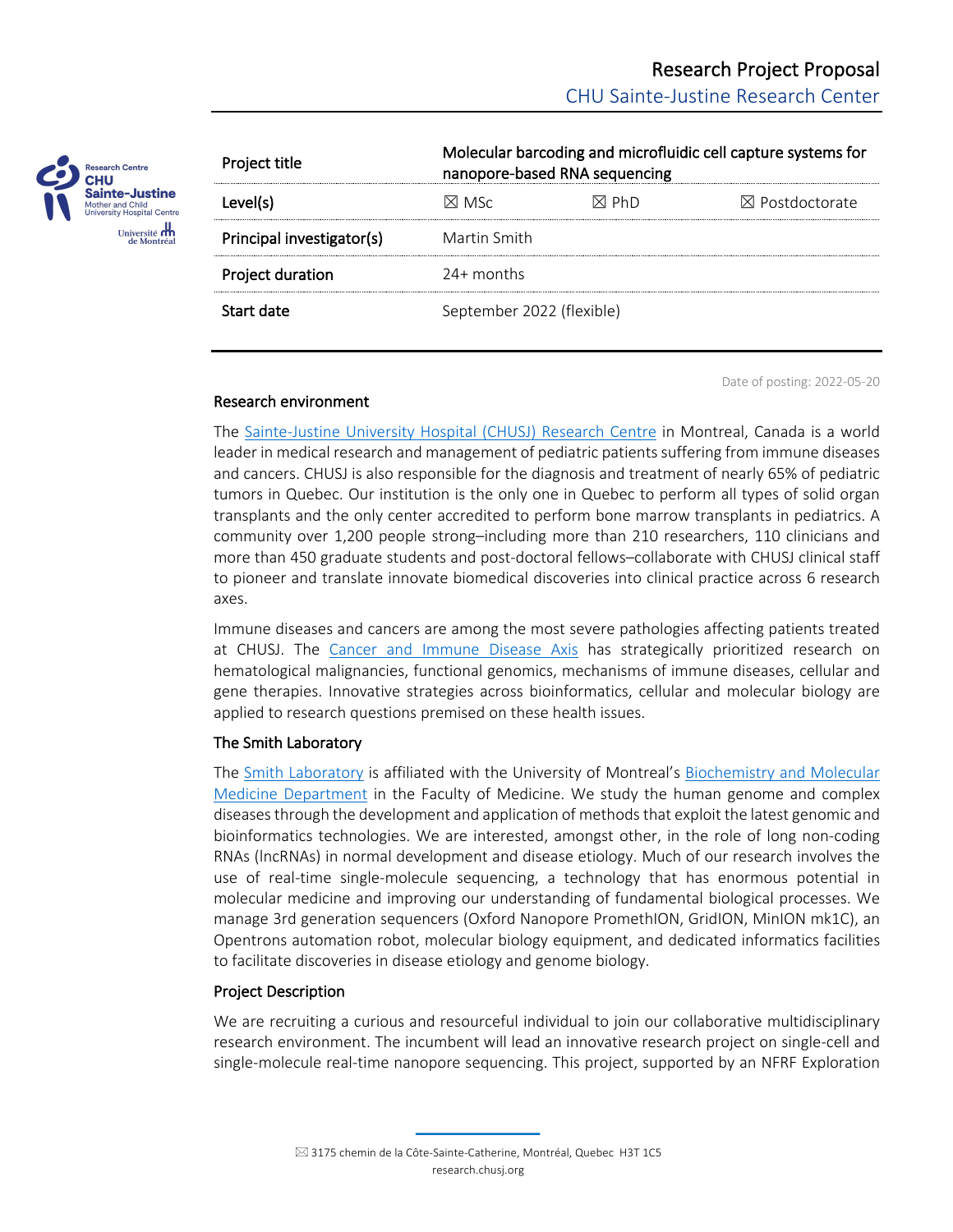# Research Project Proposal

## CHU Sainte-Justine Research Center

| Project title | Molecular barcoding and microfluidic cell capture systems for nanopore-based RNA sequencing | | |
|---|---|---|---|
| Level(s) | ☒ MSc | ☒ PhD | ☒ Postdoctorate |
| Principal investigator(s) | Martin Smith | | |
| Project duration | 24+ months | | |
| Start date | September 2022 (flexible) | | |

Date of posting: 2022-05-20

### Research environment

The Sainte-Justine University Hospital (CHUSJ) Research Centre in Montreal, Canada is a world leader in medical research and management of pediatric patients suffering from immune diseases and cancers. CHUSJ is also responsible for the diagnosis and treatment of nearly 65% of pediatric tumors in Quebec. Our institution is the only one in Quebec to perform all types of solid organ transplants and the only center accredited to perform bone marrow transplants in pediatrics. A community over 1,200 people strong–including more than 210 researchers, 110 clinicians and more than 450 graduate students and post-doctoral fellows–collaborate with CHUSJ clinical staff to pioneer and translate innovate biomedical discoveries into clinical practice across 6 research axes.

Immune diseases and cancers are among the most severe pathologies affecting patients treated at CHUSJ. The Cancer and Immune Disease Axis has strategically prioritized research on hematological malignancies, functional genomics, mechanisms of immune diseases, cellular and gene therapies. Innovative strategies across bioinformatics, cellular and molecular biology are applied to research questions premised on these health issues.

### The Smith Laboratory

The Smith Laboratory is affiliated with the University of Montreal's Biochemistry and Molecular Medicine Department in the Faculty of Medicine. We study the human genome and complex diseases through the development and application of methods that exploit the latest genomic and bioinformatics technologies. We are interested, amongst other, in the role of long non-coding RNAs (lncRNAs) in normal development and disease etiology. Much of our research involves the use of real-time single-molecule sequencing, a technology that has enormous potential in molecular medicine and improving our understanding of fundamental biological processes. We manage 3rd generation sequencers (Oxford Nanopore PromethION, GridION, MinION mk1C), an Opentrons automation robot, molecular biology equipment, and dedicated informatics facilities to facilitate discoveries in disease etiology and genome biology.

### Project Description

We are recruiting a curious and resourceful individual to join our collaborative multidisciplinary research environment. The incumbent will lead an innovative research project on single-cell and single-molecule real-time nanopore sequencing. This project, supported by an NFRF Exploration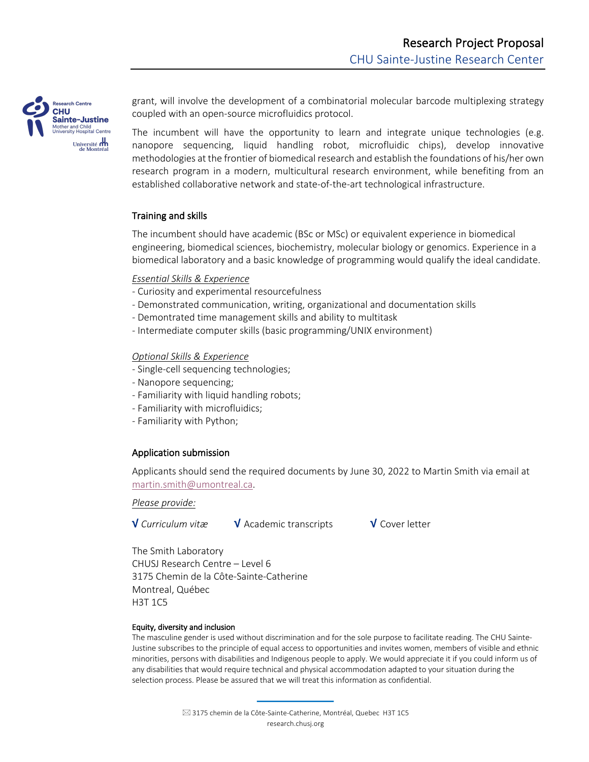grant, will involve the development of a combinatorial molecular barcode multiplexing strategy coupled with an open-source microfluidics protocol.

The incumbent will have the opportunity to learn and integrate unique technologies (e.g. nanopore sequencing, liquid handling robot, microfluidic chips), develop innovative methodologies at the frontier of biomedical research and establish the foundations of his/her own research program in a modern, multicultural research environment, while benefiting from an established collaborative network and state-of-the-art technological infrastructure.

## Training and skills

The incumbent should have academic (BSc or MSc) or equivalent experience in biomedical engineering, biomedical sciences, biochemistry, molecular biology or genomics. Experience in a biomedical laboratory and a basic knowledge of programming would qualify the ideal candidate.

*Essential Skills & Experience*

- Curiosity and experimental resourcefulness
- Demonstrated communication, writing, organizational and documentation skills
- Demontrated time management skills and ability to multitask
- Intermediate computer skills (basic programming/UNIX environment)

*Optional Skills & Experience*

- Single-cell sequencing technologies;
- Nanopore sequencing;
- Familiarity with liquid handling robots;
- Familiarity with microfluidics;
- Familiarity with Python;

## Application submission

Applicants should send the required documents by June 30, 2022 to Martin Smith via email at martin.smith@umontreal.ca.

*Please provide:*

√ *Curriculum vitæ* √ Academic transcripts √ Cover letter

The Smith Laboratory
CHUSJ Research Centre – Level 6
3175 Chemin de la Côte-Sainte-Catherine
Montreal, Québec
H3T 1C5

#### Equity, diversity and inclusion

The masculine gender is used without discrimination and for the sole purpose to facilitate reading. The CHU Sainte-Justine subscribes to the principle of equal access to opportunities and invites women, members of visible and ethnic minorities, persons with disabilities and Indigenous people to apply. We would appreciate it if you could inform us of any disabilities that would require technical and physical accommodation adapted to your situation during the selection process. Please be assured that we will treat this information as confidential.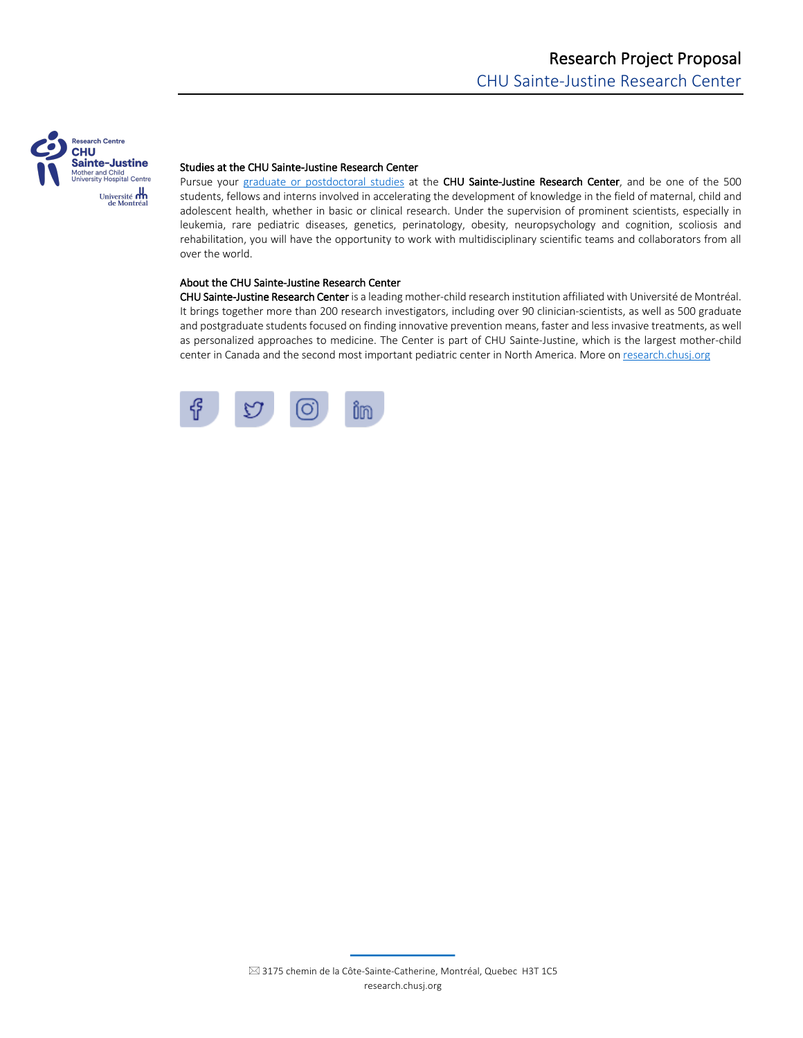## Studies at the CHU Sainte-Justine Research Center

Pursue your [graduate or postdoctoral studies]() at the **CHU Sainte-Justine Research Center**, and be one of the 500 students, fellows and interns involved in accelerating the development of knowledge in the field of maternal, child and adolescent health, whether in basic or clinical research. Under the supervision of prominent scientists, especially in leukemia, rare pediatric diseases, genetics, perinatology, obesity, neuropsychology and cognition, scoliosis and rehabilitation, you will have the opportunity to work with multidisciplinary scientific teams and collaborators from all over the world.

## About the CHU Sainte-Justine Research Center

**CHU Sainte-Justine Research Center** is a leading mother-child research institution affiliated with Université de Montréal. It brings together more than 200 research investigators, including over 90 clinician-scientists, as well as 500 graduate and postgraduate students focused on finding innovative prevention means, faster and less invasive treatments, as well as personalized approaches to medicine. The Center is part of CHU Sainte-Justine, which is the largest mother-child center in Canada and the second most important pediatric center in North America. More on [research.chusj.org]()

3175 chemin de la Côte-Sainte-Catherine, Montréal, Quebec H3T 1C5
research.chusj.org